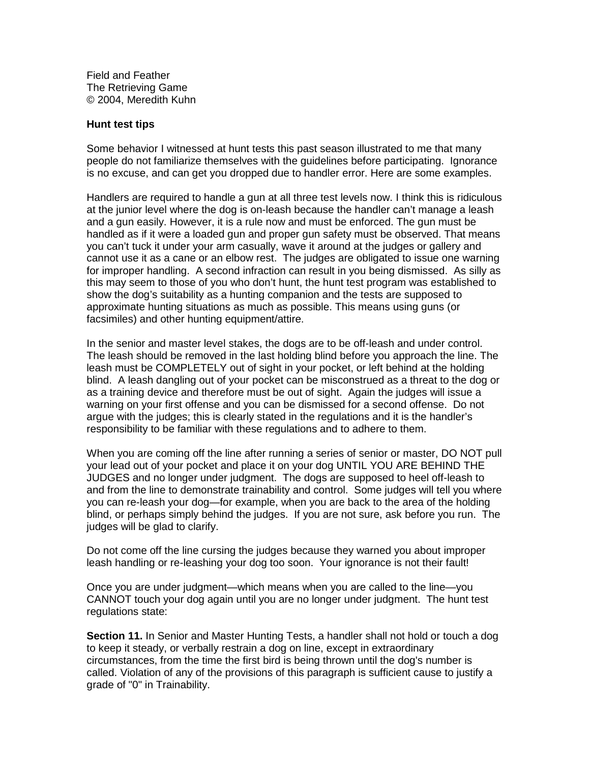Field and Feather
The Retrieving Game
© 2004, Meredith Kuhn

**Hunt test tips**

Some behavior I witnessed at hunt tests this past season illustrated to me that many people do not familiarize themselves with the guidelines before participating. Ignorance is no excuse, and can get you dropped due to handler error. Here are some examples.

Handlers are required to handle a gun at all three test levels now. I think this is ridiculous at the junior level where the dog is on-leash because the handler can't manage a leash and a gun easily. However, it is a rule now and must be enforced. The gun must be handled as if it were a loaded gun and proper gun safety must be observed. That means you can't tuck it under your arm casually, wave it around at the judges or gallery and cannot use it as a cane or an elbow rest. The judges are obligated to issue one warning for improper handling. A second infraction can result in you being dismissed. As silly as this may seem to those of you who don't hunt, the hunt test program was established to show the dog's suitability as a hunting companion and the tests are supposed to approximate hunting situations as much as possible. This means using guns (or facsimiles) and other hunting equipment/attire.

In the senior and master level stakes, the dogs are to be off-leash and under control. The leash should be removed in the last holding blind before you approach the line. The leash must be COMPLETELY out of sight in your pocket, or left behind at the holding blind. A leash dangling out of your pocket can be misconstrued as a threat to the dog or as a training device and therefore must be out of sight. Again the judges will issue a warning on your first offense and you can be dismissed for a second offense. Do not argue with the judges; this is clearly stated in the regulations and it is the handler's responsibility to be familiar with these regulations and to adhere to them.

When you are coming off the line after running a series of senior or master, DO NOT pull your lead out of your pocket and place it on your dog UNTIL YOU ARE BEHIND THE JUDGES and no longer under judgment. The dogs are supposed to heel off-leash to and from the line to demonstrate trainability and control. Some judges will tell you where you can re-leash your dog—for example, when you are back to the area of the holding blind, or perhaps simply behind the judges. If you are not sure, ask before you run. The judges will be glad to clarify.

Do not come off the line cursing the judges because they warned you about improper leash handling or re-leashing your dog too soon. Your ignorance is not their fault!

Once you are under judgment—which means when you are called to the line—you CANNOT touch your dog again until you are no longer under judgment. The hunt test regulations state:

**Section 11.** In Senior and Master Hunting Tests, a handler shall not hold or touch a dog to keep it steady, or verbally restrain a dog on line, except in extraordinary circumstances, from the time the first bird is being thrown until the dog's number is called. Violation of any of the provisions of this paragraph is sufficient cause to justify a grade of "0" in Trainability.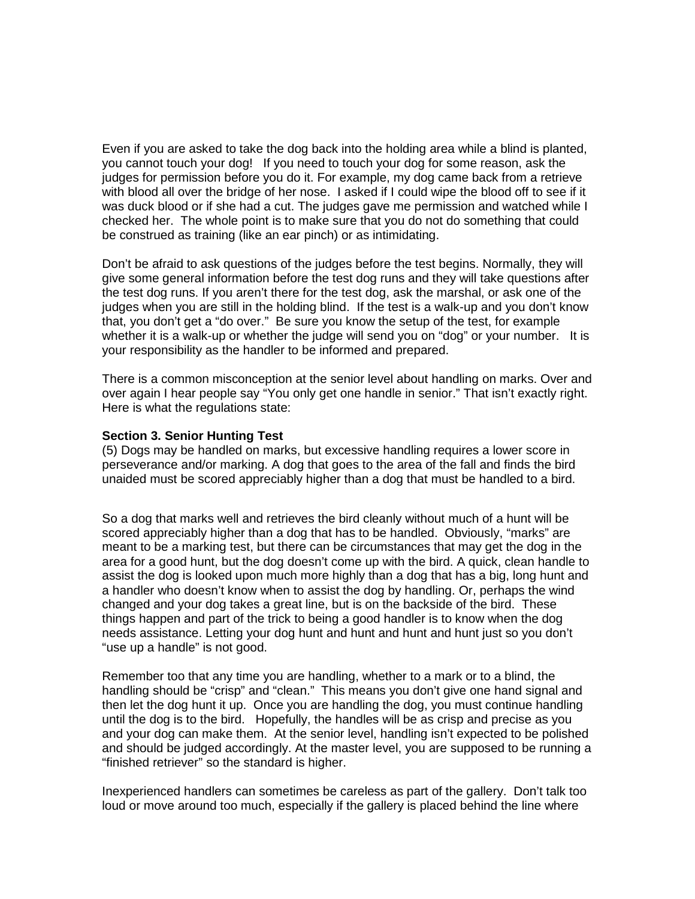Even if you are asked to take the dog back into the holding area while a blind is planted, you cannot touch your dog! If you need to touch your dog for some reason, ask the judges for permission before you do it. For example, my dog came back from a retrieve with blood all over the bridge of her nose. I asked if I could wipe the blood off to see if it was duck blood or if she had a cut. The judges gave me permission and watched while I checked her. The whole point is to make sure that you do not do something that could be construed as training (like an ear pinch) or as intimidating.

Don't be afraid to ask questions of the judges before the test begins. Normally, they will give some general information before the test dog runs and they will take questions after the test dog runs. If you aren't there for the test dog, ask the marshal, or ask one of the judges when you are still in the holding blind. If the test is a walk-up and you don't know that, you don't get a "do over." Be sure you know the setup of the test, for example whether it is a walk-up or whether the judge will send you on "dog" or your number. It is your responsibility as the handler to be informed and prepared.

There is a common misconception at the senior level about handling on marks. Over and over again I hear people say "You only get one handle in senior." That isn't exactly right. Here is what the regulations state:

**Section 3. Senior Hunting Test**
(5) Dogs may be handled on marks, but excessive handling requires a lower score in perseverance and/or marking. A dog that goes to the area of the fall and finds the bird unaided must be scored appreciably higher than a dog that must be handled to a bird.

So a dog that marks well and retrieves the bird cleanly without much of a hunt will be scored appreciably higher than a dog that has to be handled. Obviously, "marks" are meant to be a marking test, but there can be circumstances that may get the dog in the area for a good hunt, but the dog doesn't come up with the bird. A quick, clean handle to assist the dog is looked upon much more highly than a dog that has a big, long hunt and a handler who doesn't know when to assist the dog by handling. Or, perhaps the wind changed and your dog takes a great line, but is on the backside of the bird. These things happen and part of the trick to being a good handler is to know when the dog needs assistance. Letting your dog hunt and hunt and hunt and hunt just so you don't "use up a handle" is not good.

Remember too that any time you are handling, whether to a mark or to a blind, the handling should be "crisp" and "clean." This means you don't give one hand signal and then let the dog hunt it up. Once you are handling the dog, you must continue handling until the dog is to the bird. Hopefully, the handles will be as crisp and precise as you and your dog can make them. At the senior level, handling isn't expected to be polished and should be judged accordingly. At the master level, you are supposed to be running a "finished retriever" so the standard is higher.

Inexperienced handlers can sometimes be careless as part of the gallery. Don't talk too loud or move around too much, especially if the gallery is placed behind the line where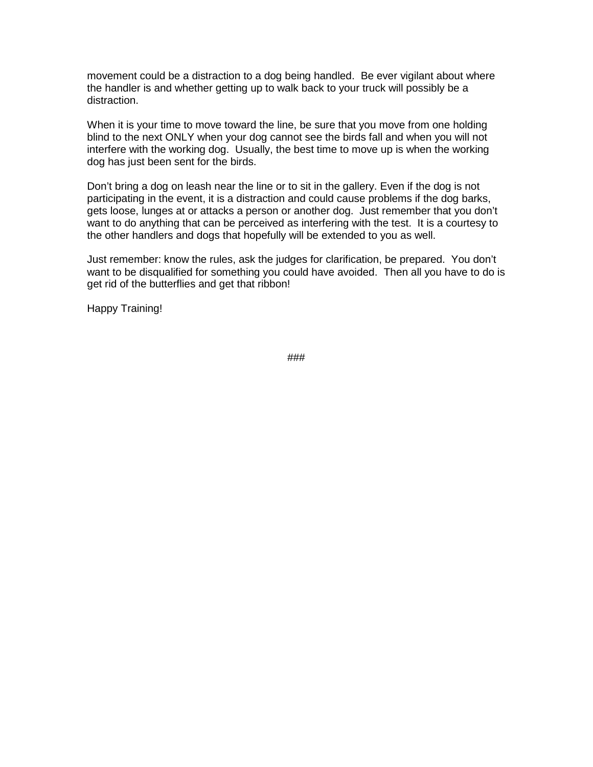movement could be a distraction to a dog being handled. Be ever vigilant about where the handler is and whether getting up to walk back to your truck will possibly be a distraction.

When it is your time to move toward the line, be sure that you move from one holding blind to the next ONLY when your dog cannot see the birds fall and when you will not interfere with the working dog. Usually, the best time to move up is when the working dog has just been sent for the birds.

Don't bring a dog on leash near the line or to sit in the gallery. Even if the dog is not participating in the event, it is a distraction and could cause problems if the dog barks, gets loose, lunges at or attacks a person or another dog. Just remember that you don't want to do anything that can be perceived as interfering with the test. It is a courtesy to the other handlers and dogs that hopefully will be extended to you as well.

Just remember: know the rules, ask the judges for clarification, be prepared. You don't want to be disqualified for something you could have avoided. Then all you have to do is get rid of the butterflies and get that ribbon!

Happy Training!

###